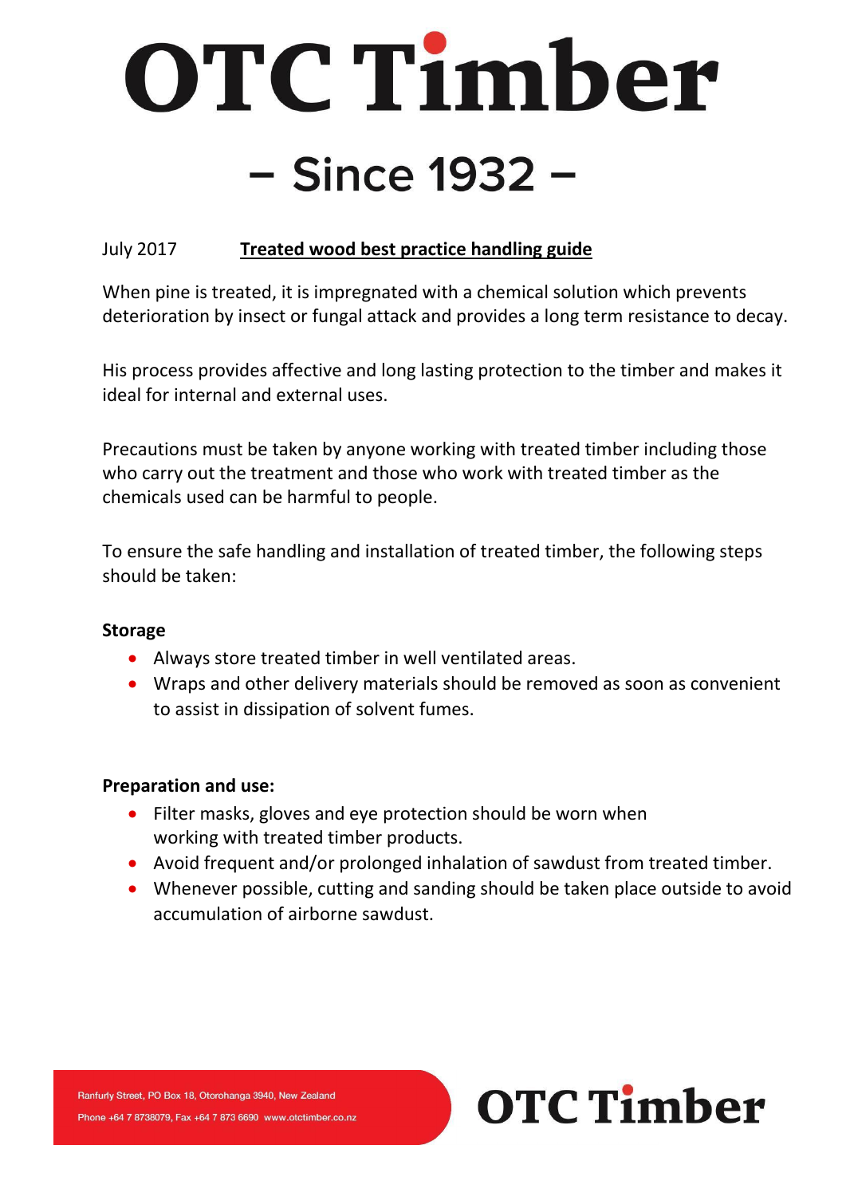# OTC Timber

## – Since 1932 –

July 2017 **Treated wood best practice handling guide**

When pine is treated, it is impregnated with a chemical solution which prevents deterioration by insect or fungal attack and provides a long term resistance to decay.

His process provides affective and long lasting protection to the timber and makes it ideal for internal and external uses.

Precautions must be taken by anyone working with treated timber including those who carry out the treatment and those who work with treated timber as the chemicals used can be harmful to people.

To ensure the safe handling and installation of treated timber, the following steps should be taken:

**Storage**

- Always store treated timber in well ventilated areas.
- Wraps and other delivery materials should be removed as soon as convenient to assist in dissipation of solvent fumes.

**Preparation and use:**

- Filter masks, gloves and eye protection should be worn when working with treated timber products.
- Avoid frequent and/or prolonged inhalation of sawdust from treated timber.
- Whenever possible, cutting and sanding should be taken place outside to avoid accumulation of airborne sawdust.

Ranfurly Street, PO Box 18, Otorohanga 3940, New Zealand

Phone +64 7 8738079, Fax +64 7 873 6690 www.otctimber.co.nz

OTC Timber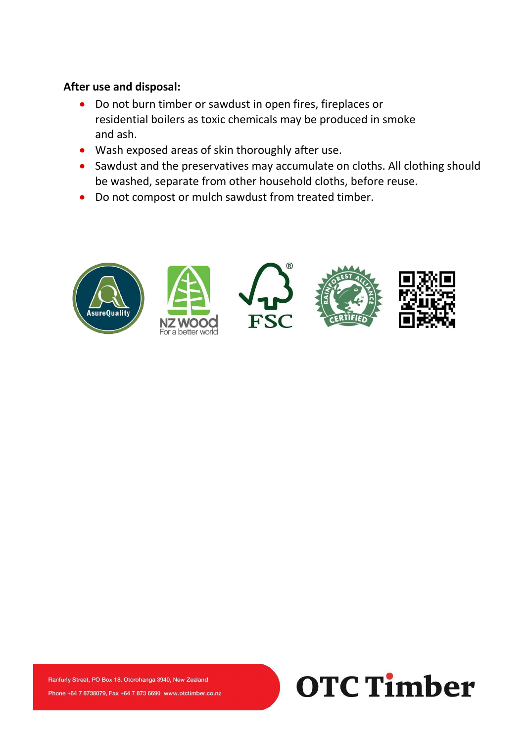**After use and disposal:**

- Do not burn timber or sawdust in open fires, fireplaces or residential boilers as toxic chemicals may be produced in smoke and ash.
- Wash exposed areas of skin thoroughly after use.
- Sawdust and the preservatives may accumulate on cloths. All clothing should be washed, separate from other household cloths, before reuse.
- Do not compost or mulch sawdust from treated timber.

AsureQuality

NZ Wood
For a better world

FSC®

Rainforest Alliance Certified

Ranfurly Street, PO Box 18, Otorohanga 3940, New Zealand

Phone +64 7 8738079, Fax +64 7 873 6690 www.otctimber.co.nz

OTC Timber